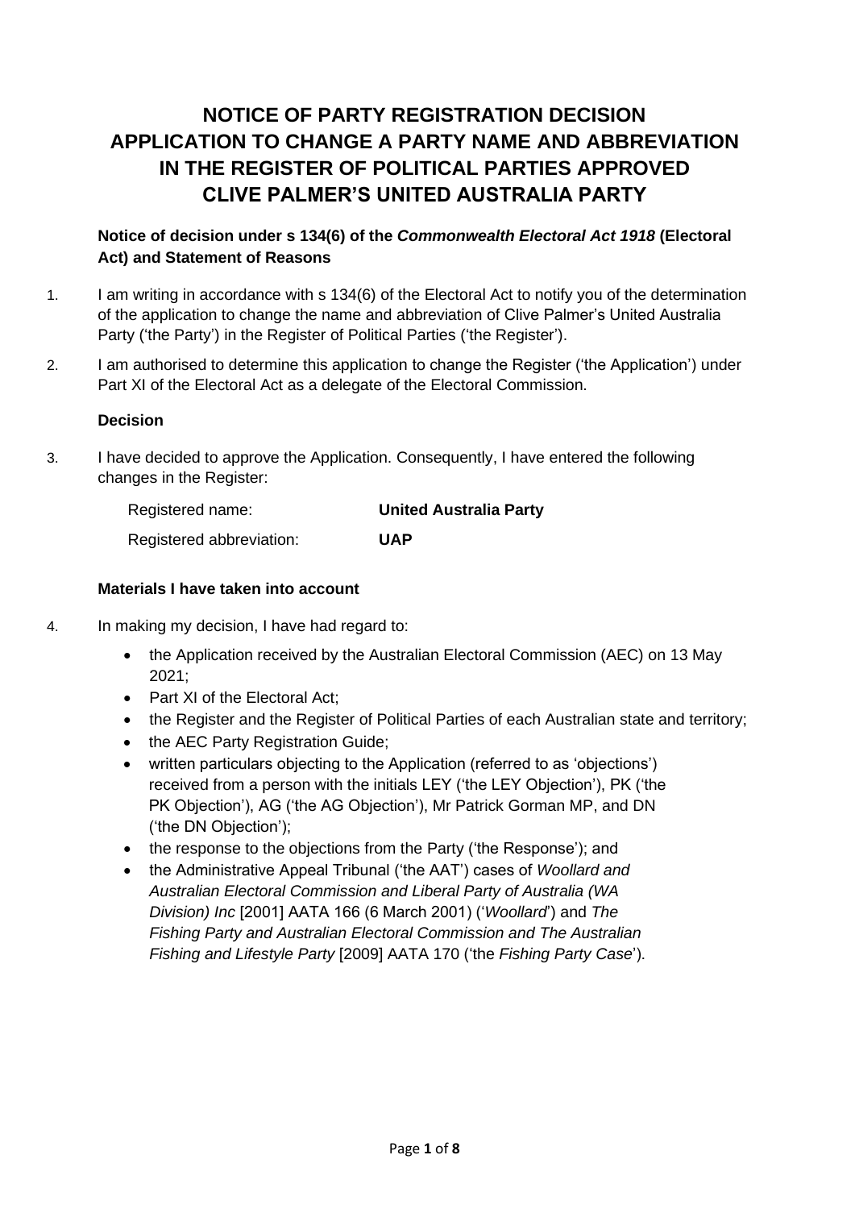# NOTICE OF PARTY REGISTRATION DECISION APPLICATION TO CHANGE A PARTY NAME AND ABBREVIATION IN THE REGISTER OF POLITICAL PARTIES APPROVED CLIVE PALMER'S UNITED AUSTRALIA PARTY

**Notice of decision under s 134(6) of the *Commonwealth Electoral Act 1918* (Electoral Act) and Statement of Reasons**

1. I am writing in accordance with s 134(6) of the Electoral Act to notify you of the determination of the application to change the name and abbreviation of Clive Palmer's United Australia Party ('the Party') in the Register of Political Parties ('the Register').

2. I am authorised to determine this application to change the Register ('the Application') under Part XI of the Electoral Act as a delegate of the Electoral Commission.

**Decision**

3. I have decided to approve the Application. Consequently, I have entered the following changes in the Register:

| | |
|---|---|
| Registered name: | **United Australia Party** |
| Registered abbreviation: | **UAP** |

**Materials I have taken into account**

4. In making my decision, I have had regard to:
   - the Application received by the Australian Electoral Commission (AEC) on 13 May 2021;
   - Part XI of the Electoral Act;
   - the Register and the Register of Political Parties of each Australian state and territory;
   - the AEC Party Registration Guide;
   - written particulars objecting to the Application (referred to as 'objections') received from a person with the initials LEY ('the LEY Objection'), PK ('the PK Objection'), AG ('the AG Objection'), Mr Patrick Gorman MP, and DN ('the DN Objection');
   - the response to the objections from the Party ('the Response'); and
   - the Administrative Appeal Tribunal ('the AAT') cases of *Woollard and Australian Electoral Commission and Liberal Party of Australia (WA Division) Inc* [2001] AATA 166 (6 March 2001) ('*Woollard*') and *The Fishing Party and Australian Electoral Commission and The Australian Fishing and Lifestyle Party* [2009] AATA 170 ('the *Fishing Party Case*').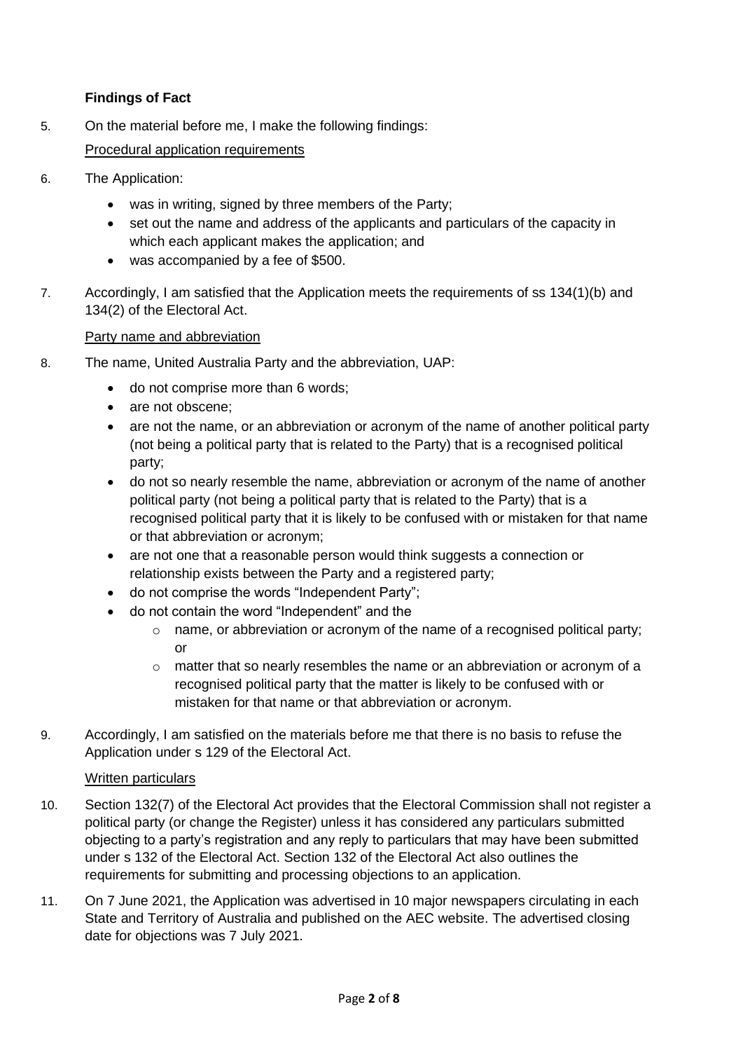### Findings of Fact

5. On the material before me, I make the following findings:

<u>Procedural application requirements</u>

6. The Application:

   - was in writing, signed by three members of the Party;
   - set out the name and address of the applicants and particulars of the capacity in which each applicant makes the application; and
   - was accompanied by a fee of $500.

7. Accordingly, I am satisfied that the Application meets the requirements of ss 134(1)(b) and 134(2) of the Electoral Act.

<u>Party name and abbreviation</u>

8. The name, United Australia Party and the abbreviation, UAP:

   - do not comprise more than 6 words;
   - are not obscene;
   - are not the name, or an abbreviation or acronym of the name of another political party (not being a political party that is related to the Party) that is a recognised political party;
   - do not so nearly resemble the name, abbreviation or acronym of the name of another political party (not being a political party that is related to the Party) that is a recognised political party that it is likely to be confused with or mistaken for that name or that abbreviation or acronym;
   - are not one that a reasonable person would think suggests a connection or relationship exists between the Party and a registered party;
   - do not comprise the words "Independent Party";
   - do not contain the word "Independent" and the
     - name, or abbreviation or acronym of the name of a recognised political party; or
     - matter that so nearly resembles the name or an abbreviation or acronym of a recognised political party that the matter is likely to be confused with or mistaken for that name or that abbreviation or acronym.

9. Accordingly, I am satisfied on the materials before me that there is no basis to refuse the Application under s 129 of the Electoral Act.

<u>Written particulars</u>

10. Section 132(7) of the Electoral Act provides that the Electoral Commission shall not register a political party (or change the Register) unless it has considered any particulars submitted objecting to a party's registration and any reply to particulars that may have been submitted under s 132 of the Electoral Act. Section 132 of the Electoral Act also outlines the requirements for submitting and processing objections to an application.

11. On 7 June 2021, the Application was advertised in 10 major newspapers circulating in each State and Territory of Australia and published on the AEC website. The advertised closing date for objections was 7 July 2021.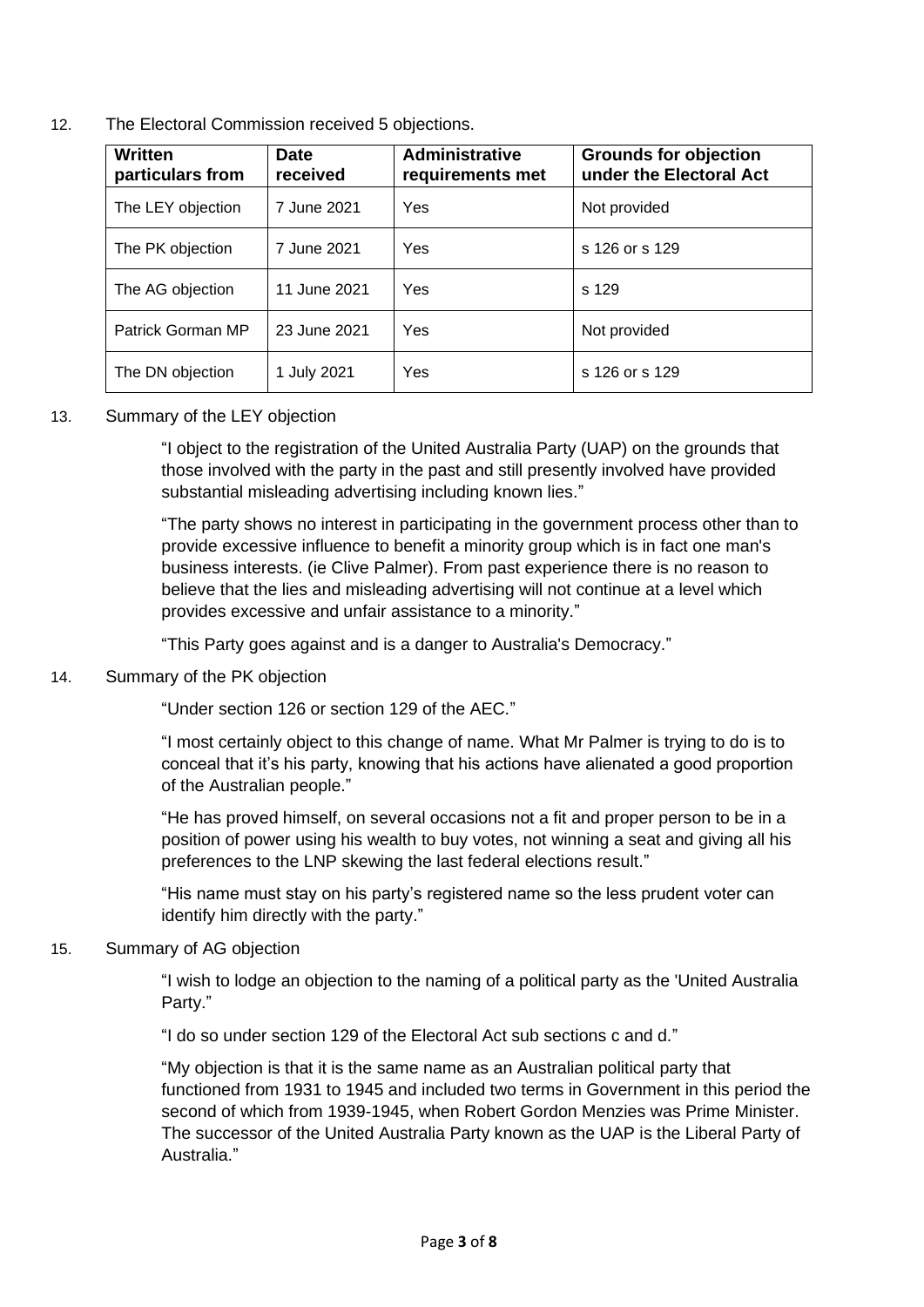12. The Electoral Commission received 5 objections.

| Written particulars from | Date received | Administrative requirements met | Grounds for objection under the Electoral Act |
|---|---|---|---|
| The LEY objection | 7 June 2021 | Yes | Not provided |
| The PK objection | 7 June 2021 | Yes | s 126 or s 129 |
| The AG objection | 11 June 2021 | Yes | s 129 |
| Patrick Gorman MP | 23 June 2021 | Yes | Not provided |
| The DN objection | 1 July 2021 | Yes | s 126 or s 129 |

13. Summary of the LEY objection

> "I object to the registration of the United Australia Party (UAP) on the grounds that those involved with the party in the past and still presently involved have provided substantial misleading advertising including known lies."
>
> "The party shows no interest in participating in the government process other than to provide excessive influence to benefit a minority group which is in fact one man's business interests. (ie Clive Palmer). From past experience there is no reason to believe that the lies and misleading advertising will not continue at a level which provides excessive and unfair assistance to a minority."
>
> "This Party goes against and is a danger to Australia's Democracy."

14. Summary of the PK objection

> "Under section 126 or section 129 of the AEC."
>
> "I most certainly object to this change of name. What Mr Palmer is trying to do is to conceal that it's his party, knowing that his actions have alienated a good proportion of the Australian people."
>
> "He has proved himself, on several occasions not a fit and proper person to be in a position of power using his wealth to buy votes, not winning a seat and giving all his preferences to the LNP skewing the last federal elections result."
>
> "His name must stay on his party's registered name so the less prudent voter can identify him directly with the party."

15. Summary of AG objection

> "I wish to lodge an objection to the naming of a political party as the 'United Australia Party."
>
> "I do so under section 129 of the Electoral Act sub sections c and d."
>
> "My objection is that it is the same name as an Australian political party that functioned from 1931 to 1945 and included two terms in Government in this period the second of which from 1939-1945, when Robert Gordon Menzies was Prime Minister. The successor of the United Australia Party known as the UAP is the Liberal Party of Australia."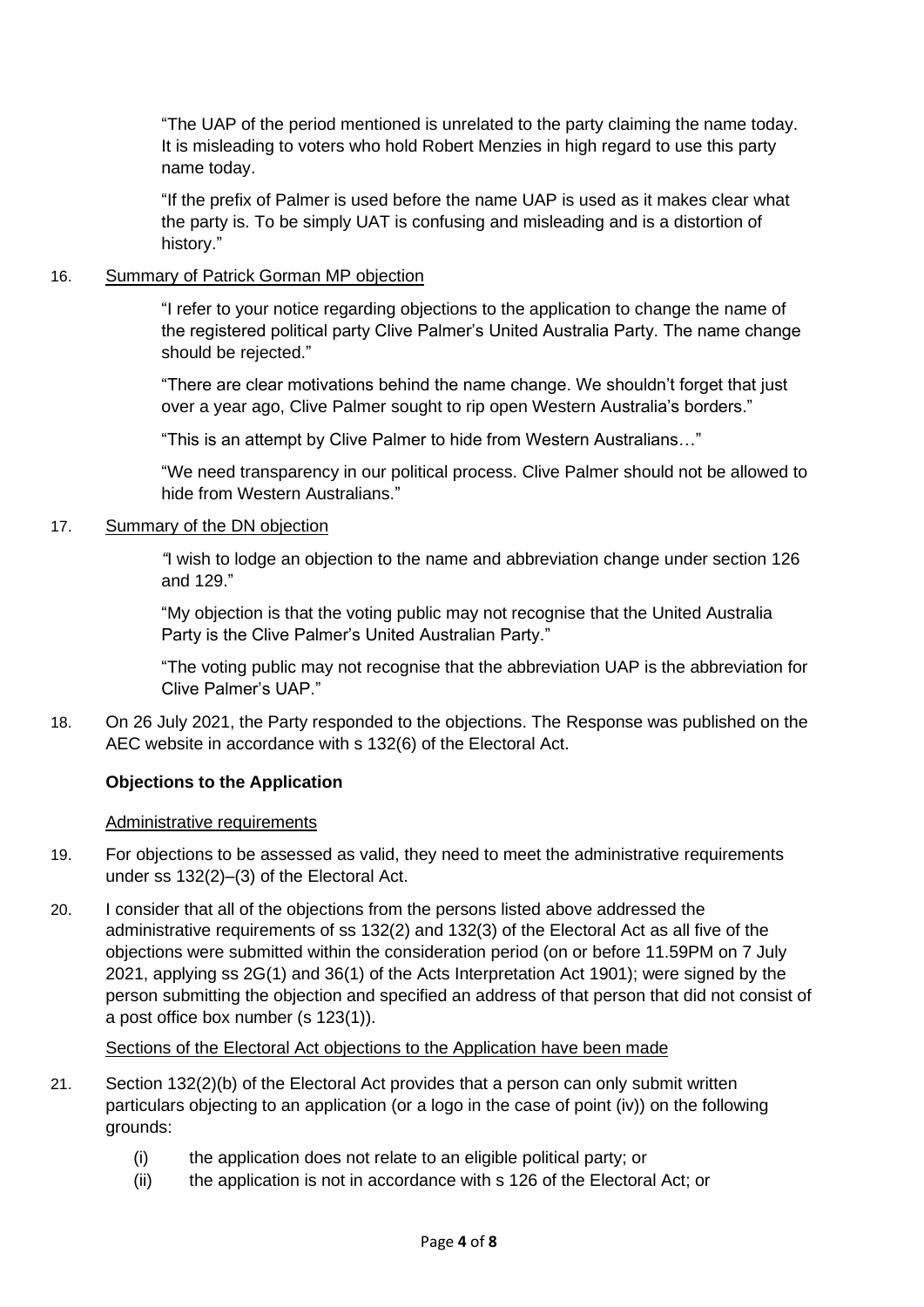"The UAP of the period mentioned is unrelated to the party claiming the name today. It is misleading to voters who hold Robert Menzies in high regard to use this party name today.

"If the prefix of Palmer is used before the name UAP is used as it makes clear what the party is. To be simply UAT is confusing and misleading and is a distortion of history."

16. Summary of Patrick Gorman MP objection

    "I refer to your notice regarding objections to the application to change the name of the registered political party Clive Palmer's United Australia Party. The name change should be rejected."

    "There are clear motivations behind the name change. We shouldn't forget that just over a year ago, Clive Palmer sought to rip open Western Australia's borders."

    "This is an attempt by Clive Palmer to hide from Western Australians…"

    "We need transparency in our political process. Clive Palmer should not be allowed to hide from Western Australians."

17. Summary of the DN objection

    *"*I wish to lodge an objection to the name and abbreviation change under section 126 and 129."

    "My objection is that the voting public may not recognise that the United Australia Party is the Clive Palmer's United Australian Party."

    "The voting public may not recognise that the abbreviation UAP is the abbreviation for Clive Palmer's UAP."

18. On 26 July 2021, the Party responded to the objections. The Response was published on the AEC website in accordance with s 132(6) of the Electoral Act.

**Objections to the Application**

Administrative requirements

19. For objections to be assessed as valid, they need to meet the administrative requirements under ss 132(2)–(3) of the Electoral Act.

20. I consider that all of the objections from the persons listed above addressed the administrative requirements of ss 132(2) and 132(3) of the Electoral Act as all five of the objections were submitted within the consideration period (on or before 11.59PM on 7 July 2021, applying ss 2G(1) and 36(1) of the Acts Interpretation Act 1901); were signed by the person submitting the objection and specified an address of that person that did not consist of a post office box number (s 123(1)).

Sections of the Electoral Act objections to the Application have been made

21. Section 132(2)(b) of the Electoral Act provides that a person can only submit written particulars objecting to an application (or a logo in the case of point (iv)) on the following grounds:

    (i) the application does not relate to an eligible political party; or
    (ii) the application is not in accordance with s 126 of the Electoral Act; or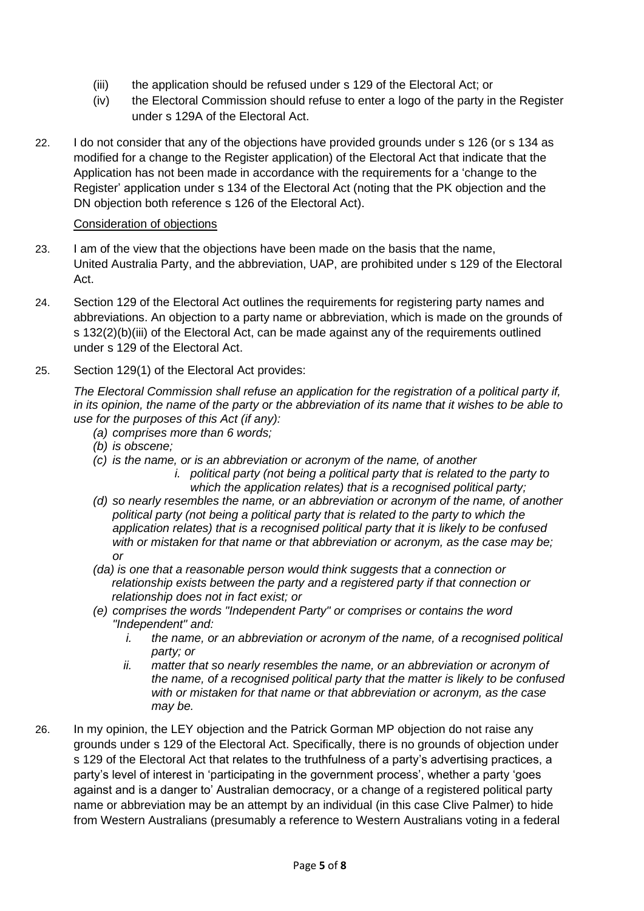(iii) the application should be refused under s 129 of the Electoral Act; or

(iv) the Electoral Commission should refuse to enter a logo of the party in the Register under s 129A of the Electoral Act.

22. I do not consider that any of the objections have provided grounds under s 126 (or s 134 as modified for a change to the Register application) of the Electoral Act that indicate that the Application has not been made in accordance with the requirements for a 'change to the Register' application under s 134 of the Electoral Act (noting that the PK objection and the DN objection both reference s 126 of the Electoral Act).

<u>Consideration of objections</u>

23. I am of the view that the objections have been made on the basis that the name, United Australia Party, and the abbreviation, UAP, are prohibited under s 129 of the Electoral Act.

24. Section 129 of the Electoral Act outlines the requirements for registering party names and abbreviations. An objection to a party name or abbreviation, which is made on the grounds of s 132(2)(b)(iii) of the Electoral Act, can be made against any of the requirements outlined under s 129 of the Electoral Act.

25. Section 129(1) of the Electoral Act provides:

*The Electoral Commission shall refuse an application for the registration of a political party if, in its opinion, the name of the party or the abbreviation of its name that it wishes to be able to use for the purposes of this Act (if any):*

- *(a) comprises more than 6 words;*
- *(b) is obscene;*
- *(c) is the name, or is an abbreviation or acronym of the name, of another*
  - *i. political party (not being a political party that is related to the party to which the application relates) that is a recognised political party;*
- *(d) so nearly resembles the name, or an abbreviation or acronym of the name, of another political party (not being a political party that is related to the party to which the application relates) that is a recognised political party that it is likely to be confused with or mistaken for that name or that abbreviation or acronym, as the case may be; or*
- *(da) is one that a reasonable person would think suggests that a connection or relationship exists between the party and a registered party if that connection or relationship does not in fact exist; or*
- *(e) comprises the words "Independent Party" or comprises or contains the word "Independent" and:*
  - *i. the name, or an abbreviation or acronym of the name, of a recognised political party; or*
  - *ii. matter that so nearly resembles the name, or an abbreviation or acronym of the name, of a recognised political party that the matter is likely to be confused with or mistaken for that name or that abbreviation or acronym, as the case may be.*

26. In my opinion, the LEY objection and the Patrick Gorman MP objection do not raise any grounds under s 129 of the Electoral Act. Specifically, there is no grounds of objection under s 129 of the Electoral Act that relates to the truthfulness of a party's advertising practices, a party's level of interest in 'participating in the government process', whether a party 'goes against and is a danger to' Australian democracy, or a change of a registered political party name or abbreviation may be an attempt by an individual (in this case Clive Palmer) to hide from Western Australians (presumably a reference to Western Australians voting in a federal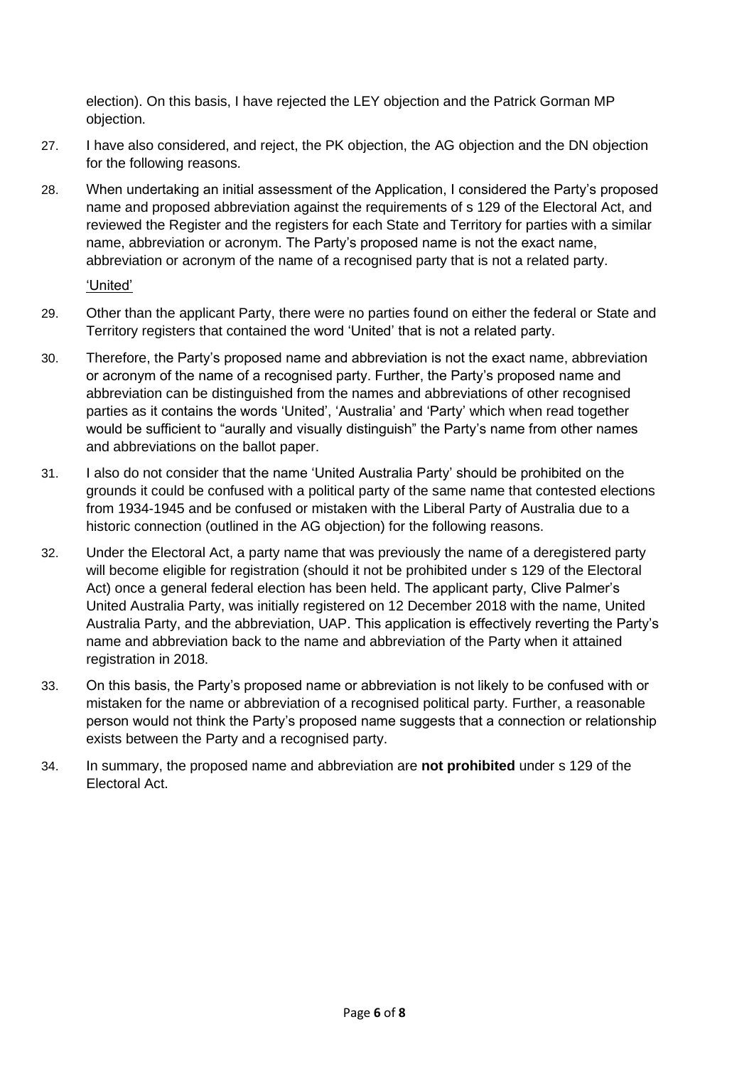election). On this basis, I have rejected the LEY objection and the Patrick Gorman MP objection.

27. I have also considered, and reject, the PK objection, the AG objection and the DN objection for the following reasons.

28. When undertaking an initial assessment of the Application, I considered the Party's proposed name and proposed abbreviation against the requirements of s 129 of the Electoral Act, and reviewed the Register and the registers for each State and Territory for parties with a similar name, abbreviation or acronym. The Party's proposed name is not the exact name, abbreviation or acronym of the name of a recognised party that is not a related party.

'United'

29. Other than the applicant Party, there were no parties found on either the federal or State and Territory registers that contained the word 'United' that is not a related party.

30. Therefore, the Party's proposed name and abbreviation is not the exact name, abbreviation or acronym of the name of a recognised party. Further, the Party's proposed name and abbreviation can be distinguished from the names and abbreviations of other recognised parties as it contains the words 'United', 'Australia' and 'Party' which when read together would be sufficient to "aurally and visually distinguish" the Party's name from other names and abbreviations on the ballot paper.

31. I also do not consider that the name 'United Australia Party' should be prohibited on the grounds it could be confused with a political party of the same name that contested elections from 1934-1945 and be confused or mistaken with the Liberal Party of Australia due to a historic connection (outlined in the AG objection) for the following reasons.

32. Under the Electoral Act, a party name that was previously the name of a deregistered party will become eligible for registration (should it not be prohibited under s 129 of the Electoral Act) once a general federal election has been held. The applicant party, Clive Palmer's United Australia Party, was initially registered on 12 December 2018 with the name, United Australia Party, and the abbreviation, UAP. This application is effectively reverting the Party's name and abbreviation back to the name and abbreviation of the Party when it attained registration in 2018.

33. On this basis, the Party's proposed name or abbreviation is not likely to be confused with or mistaken for the name or abbreviation of a recognised political party. Further, a reasonable person would not think the Party's proposed name suggests that a connection or relationship exists between the Party and a recognised party.

34. In summary, the proposed name and abbreviation are **not prohibited** under s 129 of the Electoral Act.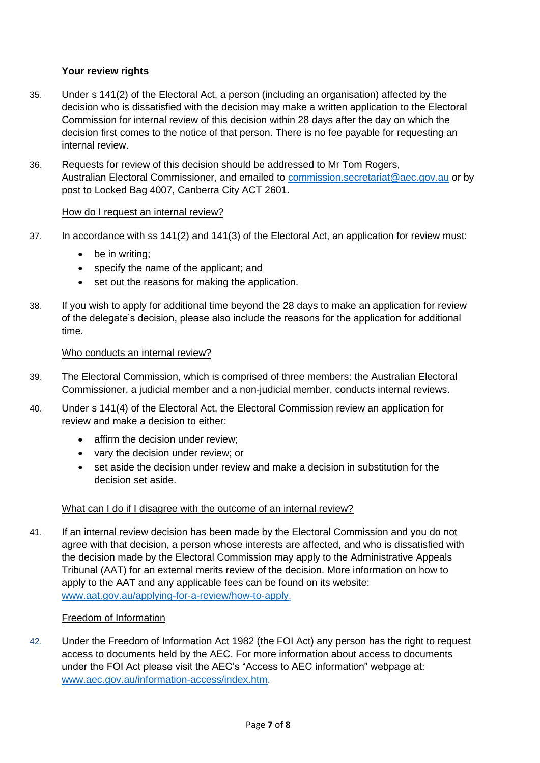**Your review rights**

35. Under s 141(2) of the Electoral Act, a person (including an organisation) affected by the decision who is dissatisfied with the decision may make a written application to the Electoral Commission for internal review of this decision within 28 days after the day on which the decision first comes to the notice of that person. There is no fee payable for requesting an internal review.

36. Requests for review of this decision should be addressed to Mr Tom Rogers, Australian Electoral Commissioner, and emailed to commission.secretariat@aec.gov.au or by post to Locked Bag 4007, Canberra City ACT 2601.

<u>How do I request an internal review?</u>

37. In accordance with ss 141(2) and 141(3) of the Electoral Act, an application for review must:
    - be in writing;
    - specify the name of the applicant; and
    - set out the reasons for making the application.

38. If you wish to apply for additional time beyond the 28 days to make an application for review of the delegate's decision, please also include the reasons for the application for additional time.

<u>Who conducts an internal review?</u>

39. The Electoral Commission, which is comprised of three members: the Australian Electoral Commissioner, a judicial member and a non-judicial member, conducts internal reviews.

40. Under s 141(4) of the Electoral Act, the Electoral Commission review an application for review and make a decision to either:
    - affirm the decision under review;
    - vary the decision under review; or
    - set aside the decision under review and make a decision in substitution for the decision set aside.

<u>What can I do if I disagree with the outcome of an internal review?</u>

41. If an internal review decision has been made by the Electoral Commission and you do not agree with that decision, a person whose interests are affected, and who is dissatisfied with the decision made by the Electoral Commission may apply to the Administrative Appeals Tribunal (AAT) for an external merits review of the decision. More information on how to apply to the AAT and any applicable fees can be found on its website: www.aat.gov.au/applying-for-a-review/how-to-apply.

<u>Freedom of Information</u>

42. Under the Freedom of Information Act 1982 (the FOI Act) any person has the right to request access to documents held by the AEC. For more information about access to documents under the FOI Act please visit the AEC's "Access to AEC information" webpage at: www.aec.gov.au/information-access/index.htm.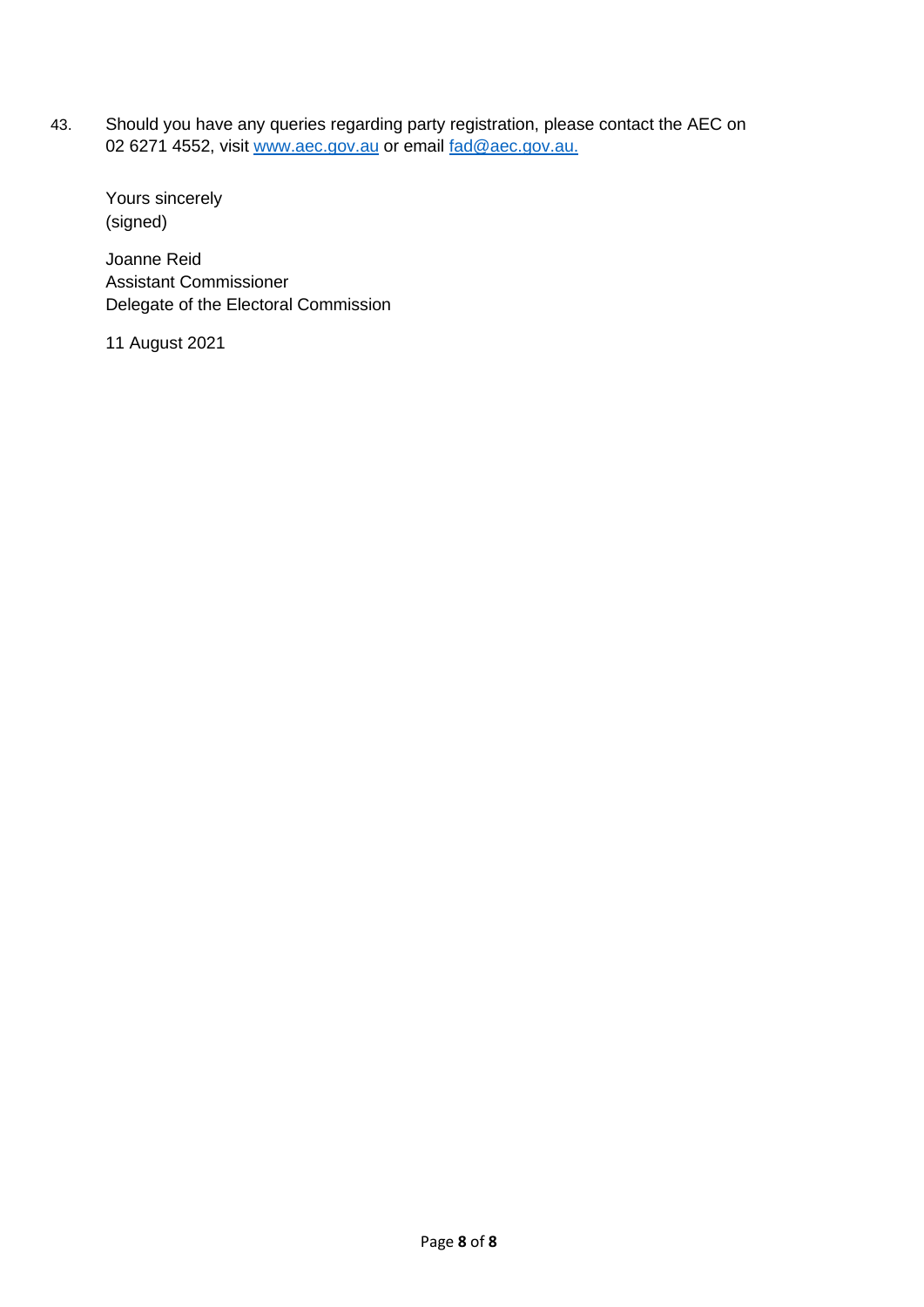43. Should you have any queries regarding party registration, please contact the AEC on 02 6271 4552, visit www.aec.gov.au or email fad@aec.gov.au.

Yours sincerely
(signed)

Joanne Reid
Assistant Commissioner
Delegate of the Electoral Commission

11 August 2021